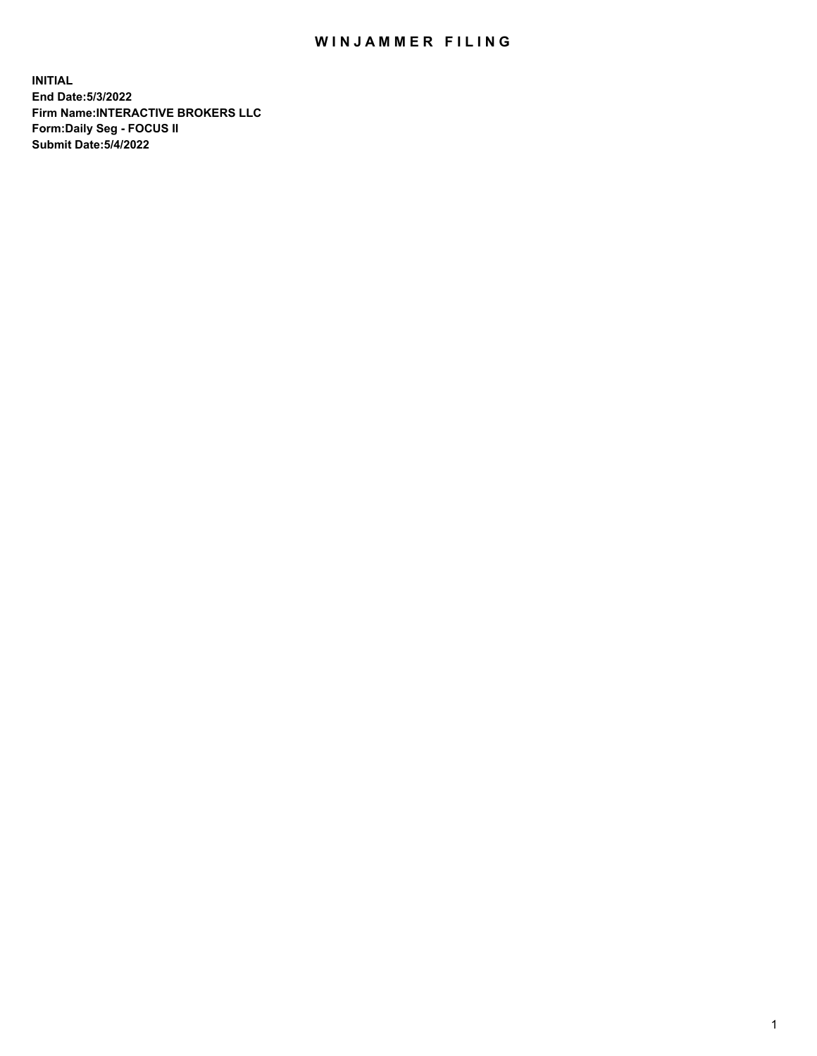# WINJAMMER FILING

**INITIAL**
**End Date:5/3/2022**
**Firm Name:INTERACTIVE BROKERS LLC**
**Form:Daily Seg - FOCUS II**
**Submit Date:5/4/2022**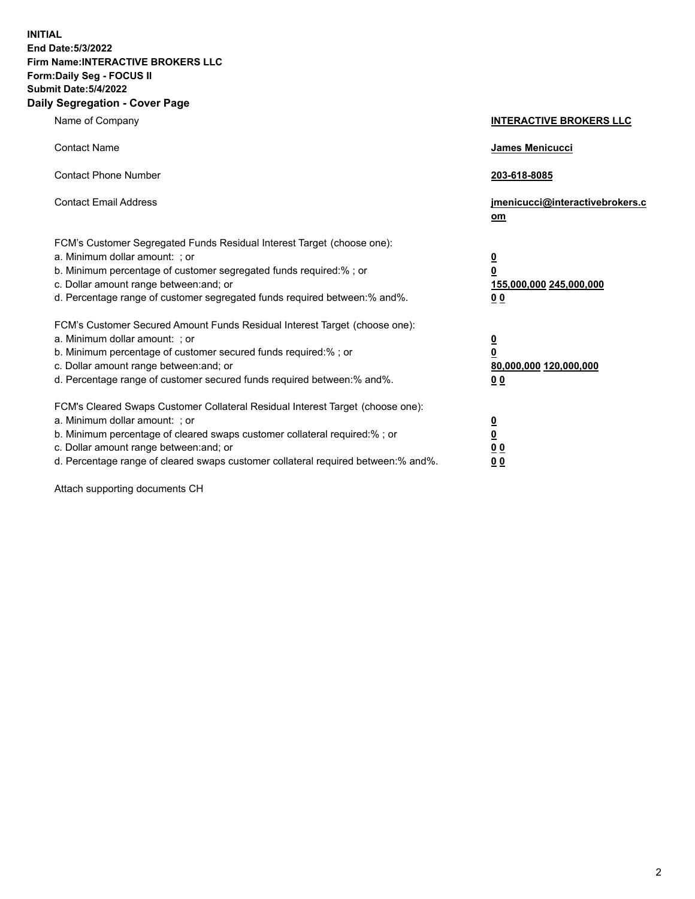**INITIAL**
**End Date:5/3/2022**
**Firm Name:INTERACTIVE BROKERS LLC**
**Form:Daily Seg - FOCUS II**
**Submit Date:5/4/2022**
**Daily Segregation - Cover Page**

| | |
|---|---|
| Name of Company | **INTERACTIVE BROKERS LLC** |
| Contact Name | **James Menicucci** |
| Contact Phone Number | **203-618-8085** |
| Contact Email Address | **jmenicucci@interactivebrokers.com** |
| FCM's Customer Segregated Funds Residual Interest Target (choose one): | |
| a. Minimum dollar amount: ; or | **0** |
| b. Minimum percentage of customer segregated funds required:% ; or | **0** |
| c. Dollar amount range between:and; or | **155,000,000 245,000,000** |
| d. Percentage range of customer segregated funds required between:% and%. | **0 0** |
| FCM's Customer Secured Amount Funds Residual Interest Target (choose one): | |
| a. Minimum dollar amount: ; or | **0** |
| b. Minimum percentage of customer secured funds required:% ; or | **0** |
| c. Dollar amount range between:and; or | **80,000,000 120,000,000** |
| d. Percentage range of customer secured funds required between:% and%. | **0 0** |
| FCM's Cleared Swaps Customer Collateral Residual Interest Target (choose one): | |
| a. Minimum dollar amount: ; or | **0** |
| b. Minimum percentage of cleared swaps customer collateral required:% ; or | **0** |
| c. Dollar amount range between:and; or | **0 0** |
| d. Percentage range of cleared swaps customer collateral required between:% and%. | **0 0** |

Attach supporting documents CH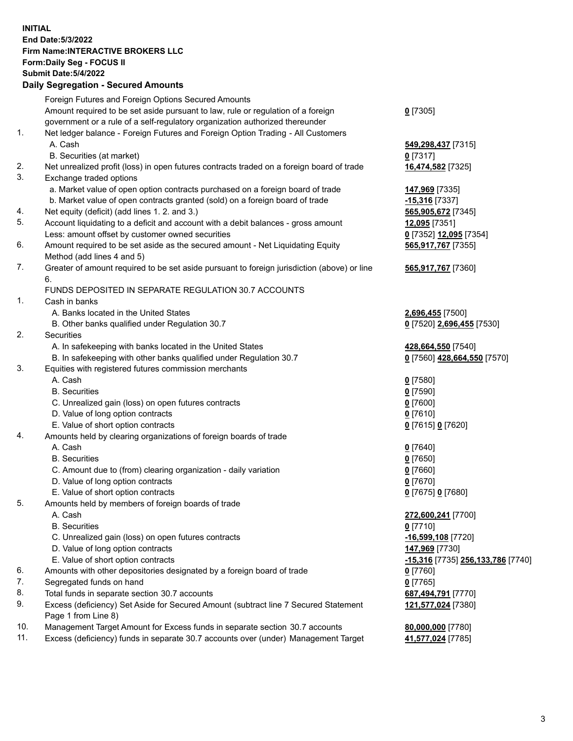**INITIAL**
**End Date:5/3/2022**
**Firm Name:INTERACTIVE BROKERS LLC**
**Form:Daily Seg - FOCUS II**
**Submit Date:5/4/2022**

**Daily Segregation - Secured Amounts**

| | | |
|---|---|---|
| | Foreign Futures and Foreign Options Secured Amounts | |
| | Amount required to be set aside pursuant to law, rule or regulation of a foreign government or a rule of a self-regulatory organization authorized thereunder | **0** [7305] |
| 1. | Net ledger balance - Foreign Futures and Foreign Option Trading - All Customers | |
| | A. Cash | **549,298,437** [7315] |
| | B. Securities (at market) | **0** [7317] |
| 2. | Net unrealized profit (loss) in open futures contracts traded on a foreign board of trade | **16,474,582** [7325] |
| 3. | Exchange traded options | |
| | a. Market value of open option contracts purchased on a foreign board of trade | **147,969** [7335] |
| | b. Market value of open contracts granted (sold) on a foreign board of trade | **-15,316** [7337] |
| 4. | Net equity (deficit) (add lines 1. 2. and 3.) | **565,905,672** [7345] |
| 5. | Account liquidating to a deficit and account with a debit balances - gross amount | **12,095** [7351] |
| | Less: amount offset by customer owned securities | **0** [7352] **12,095** [7354] |
| 6. | Amount required to be set aside as the secured amount - Net Liquidating Equity Method (add lines 4 and 5) | **565,917,767** [7355] |
| 7. | Greater of amount required to be set aside pursuant to foreign jurisdiction (above) or line 6. | **565,917,767** [7360] |
| | FUNDS DEPOSITED IN SEPARATE REGULATION 30.7 ACCOUNTS | |
| 1. | Cash in banks | |
| | A. Banks located in the United States | **2,696,455** [7500] |
| | B. Other banks qualified under Regulation 30.7 | **0** [7520] **2,696,455** [7530] |
| 2. | Securities | |
| | A. In safekeeping with banks located in the United States | **428,664,550** [7540] |
| | B. In safekeeping with other banks qualified under Regulation 30.7 | **0** [7560] **428,664,550** [7570] |
| 3. | Equities with registered futures commission merchants | |
| | A. Cash | **0** [7580] |
| | B. Securities | **0** [7590] |
| | C. Unrealized gain (loss) on open futures contracts | **0** [7600] |
| | D. Value of long option contracts | **0** [7610] |
| | E. Value of short option contracts | **0** [7615] **0** [7620] |
| 4. | Amounts held by clearing organizations of foreign boards of trade | |
| | A. Cash | **0** [7640] |
| | B. Securities | **0** [7650] |
| | C. Amount due to (from) clearing organization - daily variation | **0** [7660] |
| | D. Value of long option contracts | **0** [7670] |
| | E. Value of short option contracts | **0** [7675] **0** [7680] |
| 5. | Amounts held by members of foreign boards of trade | |
| | A. Cash | **272,600,241** [7700] |
| | B. Securities | **0** [7710] |
| | C. Unrealized gain (loss) on open futures contracts | **-16,599,108** [7720] |
| | D. Value of long option contracts | **147,969** [7730] |
| | E. Value of short option contracts | **-15,316** [7735] **256,133,786** [7740] |
| 6. | Amounts with other depositories designated by a foreign board of trade | **0** [7760] |
| 7. | Segregated funds on hand | **0** [7765] |
| 8. | Total funds in separate section 30.7 accounts | **687,494,791** [7770] |
| 9. | Excess (deficiency) Set Aside for Secured Amount (subtract line 7 Secured Statement Page 1 from Line 8) | **121,577,024** [7380] |
| 10. | Management Target Amount for Excess funds in separate section 30.7 accounts | **80,000,000** [7780] |
| 11. | Excess (deficiency) funds in separate 30.7 accounts over (under) Management Target | **41,577,024** [7785] |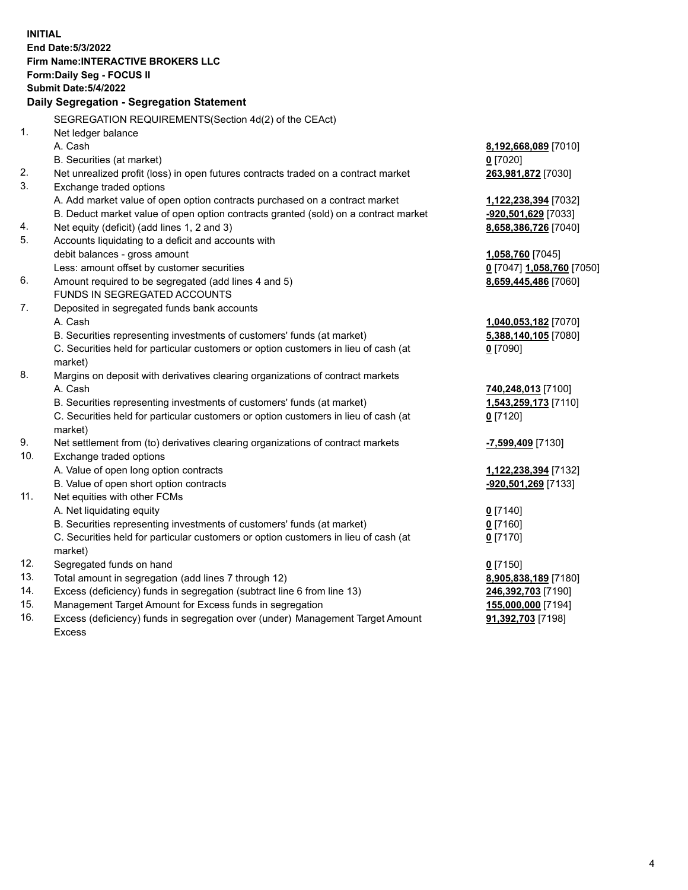**INITIAL**
**End Date:5/3/2022**
**Firm Name:INTERACTIVE BROKERS LLC**
**Form:Daily Seg - FOCUS II**
**Submit Date:5/4/2022**

### Daily Segregation - Segregation Statement

SEGREGATION REQUIREMENTS(Section 4d(2) of the CEAct)

| | | |
|---|---|---|
| 1. | Net ledger balance | |
| | A. Cash | **8,192,668,089** [7010] |
| | B. Securities (at market) | **0** [7020] |
| 2. | Net unrealized profit (loss) in open futures contracts traded on a contract market | **263,981,872** [7030] |
| 3. | Exchange traded options | |
| | A. Add market value of open option contracts purchased on a contract market | **1,122,238,394** [7032] |
| | B. Deduct market value of open option contracts granted (sold) on a contract market | **-920,501,629** [7033] |
| 4. | Net equity (deficit) (add lines 1, 2 and 3) | **8,658,386,726** [7040] |
| 5. | Accounts liquidating to a deficit and accounts with | |
| | debit balances - gross amount | **1,058,760** [7045] |
| | Less: amount offset by customer securities | **0** [7047] **1,058,760** [7050] |
| 6. | Amount required to be segregated (add lines 4 and 5) | **8,659,445,486** [7060] |
| | FUNDS IN SEGREGATED ACCOUNTS | |
| 7. | Deposited in segregated funds bank accounts | |
| | A. Cash | **1,040,053,182** [7070] |
| | B. Securities representing investments of customers' funds (at market) | **5,388,140,105** [7080] |
| | C. Securities held for particular customers or option customers in lieu of cash (at market) | **0** [7090] |
| 8. | Margins on deposit with derivatives clearing organizations of contract markets | |
| | A. Cash | **740,248,013** [7100] |
| | B. Securities representing investments of customers' funds (at market) | **1,543,259,173** [7110] |
| | C. Securities held for particular customers or option customers in lieu of cash (at market) | **0** [7120] |
| 9. | Net settlement from (to) derivatives clearing organizations of contract markets | **-7,599,409** [7130] |
| 10. | Exchange traded options | |
| | A. Value of open long option contracts | **1,122,238,394** [7132] |
| | B. Value of open short option contracts | **-920,501,269** [7133] |
| 11. | Net equities with other FCMs | |
| | A. Net liquidating equity | **0** [7140] |
| | B. Securities representing investments of customers' funds (at market) | **0** [7160] |
| | C. Securities held for particular customers or option customers in lieu of cash (at market) | **0** [7170] |
| 12. | Segregated funds on hand | **0** [7150] |
| 13. | Total amount in segregation (add lines 7 through 12) | **8,905,838,189** [7180] |
| 14. | Excess (deficiency) funds in segregation (subtract line 6 from line 13) | **246,392,703** [7190] |
| 15. | Management Target Amount for Excess funds in segregation | **155,000,000** [7194] |
| 16. | Excess (deficiency) funds in segregation over (under) Management Target Amount Excess | **91,392,703** [7198] |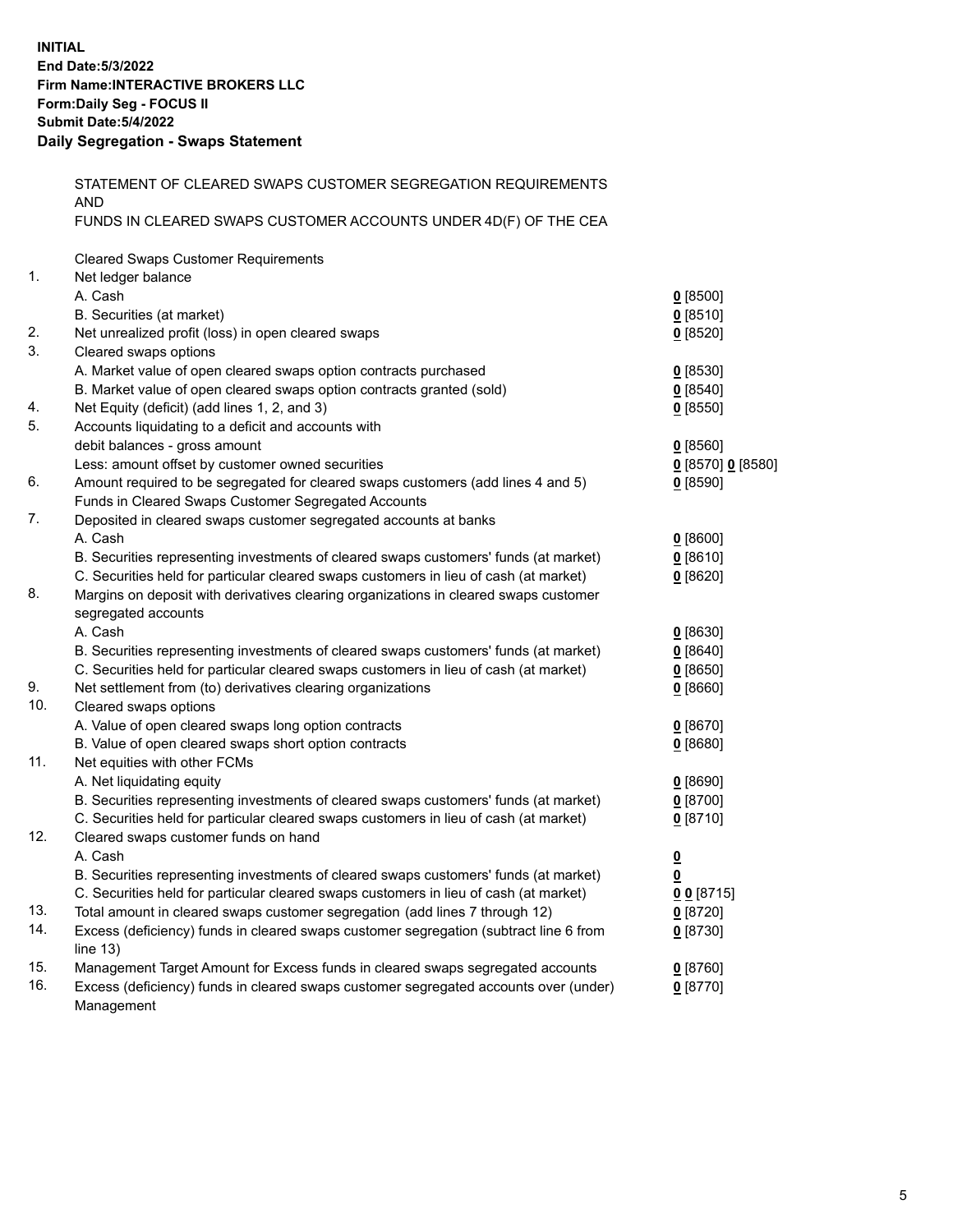**INITIAL**
**End Date:5/3/2022**
**Firm Name:INTERACTIVE BROKERS LLC**
**Form:Daily Seg - FOCUS II**
**Submit Date:5/4/2022**
**Daily Segregation - Swaps Statement**

STATEMENT OF CLEARED SWAPS CUSTOMER SEGREGATION REQUIREMENTS AND FUNDS IN CLEARED SWAPS CUSTOMER ACCOUNTS UNDER 4D(F) OF THE CEA

| | | |
|---|---|---|
| | Cleared Swaps Customer Requirements | |
| 1. | Net ledger balance | |
| | A. Cash | 0 [8500] |
| | B. Securities (at market) | 0 [8510] |
| 2. | Net unrealized profit (loss) in open cleared swaps | 0 [8520] |
| 3. | Cleared swaps options | |
| | A. Market value of open cleared swaps option contracts purchased | 0 [8530] |
| | B. Market value of open cleared swaps option contracts granted (sold) | 0 [8540] |
| 4. | Net Equity (deficit) (add lines 1, 2, and 3) | 0 [8550] |
| 5. | Accounts liquidating to a deficit and accounts with debit balances - gross amount | 0 [8560] |
| | Less: amount offset by customer owned securities | 0 [8570] 0 [8580] |
| 6. | Amount required to be segregated for cleared swaps customers (add lines 4 and 5) | 0 [8590] |
| | Funds in Cleared Swaps Customer Segregated Accounts | |
| 7. | Deposited in cleared swaps customer segregated accounts at banks | |
| | A. Cash | 0 [8600] |
| | B. Securities representing investments of cleared swaps customers' funds (at market) | 0 [8610] |
| | C. Securities held for particular cleared swaps customers in lieu of cash (at market) | 0 [8620] |
| 8. | Margins on deposit with derivatives clearing organizations in cleared swaps customer segregated accounts | |
| | A. Cash | 0 [8630] |
| | B. Securities representing investments of cleared swaps customers' funds (at market) | 0 [8640] |
| | C. Securities held for particular cleared swaps customers in lieu of cash (at market) | 0 [8650] |
| 9. | Net settlement from (to) derivatives clearing organizations | 0 [8660] |
| 10. | Cleared swaps options | |
| | A. Value of open cleared swaps long option contracts | 0 [8670] |
| | B. Value of open cleared swaps short option contracts | 0 [8680] |
| 11. | Net equities with other FCMs | |
| | A. Net liquidating equity | 0 [8690] |
| | B. Securities representing investments of cleared swaps customers' funds (at market) | 0 [8700] |
| | C. Securities held for particular cleared swaps customers in lieu of cash (at market) | 0 [8710] |
| 12. | Cleared swaps customer funds on hand | |
| | A. Cash | 0 |
| | B. Securities representing investments of cleared swaps customers' funds (at market) | 0 |
| | C. Securities held for particular cleared swaps customers in lieu of cash (at market) | 0 0 [8715] |
| 13. | Total amount in cleared swaps customer segregation (add lines 7 through 12) | 0 [8720] |
| 14. | Excess (deficiency) funds in cleared swaps customer segregation (subtract line 6 from line 13) | 0 [8730] |
| 15. | Management Target Amount for Excess funds in cleared swaps segregated accounts | 0 [8760] |
| 16. | Excess (deficiency) funds in cleared swaps customer segregated accounts over (under) Management | 0 [8770] |